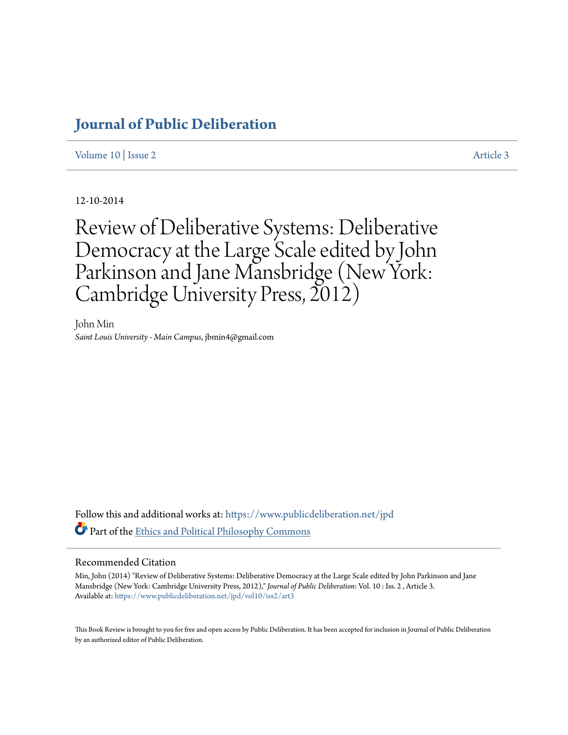# Journal of Public Deliberation

Volume 10 | Issue 2 Article 3

12-10-2014

# Review of Deliberative Systems: Deliberative Democracy at the Large Scale edited by John Parkinson and Jane Mansbridge (New York: Cambridge University Press, 2012)

John Min
*Saint Louis University - Main Campus*, jbmin4@gmail.com

Follow this and additional works at: https://www.publicdeliberation.net/jpd

Part of the Ethics and Political Philosophy Commons

## Recommended Citation

Min, John (2014) "Review of Deliberative Systems: Deliberative Democracy at the Large Scale edited by John Parkinson and Jane Mansbridge (New York: Cambridge University Press, 2012)," *Journal of Public Deliberation*: Vol. 10 : Iss. 2 , Article 3.
Available at: https://www.publicdeliberation.net/jpd/vol10/iss2/art3

This Book Review is brought to you for free and open access by Public Deliberation. It has been accepted for inclusion in Journal of Public Deliberation by an authorized editor of Public Deliberation.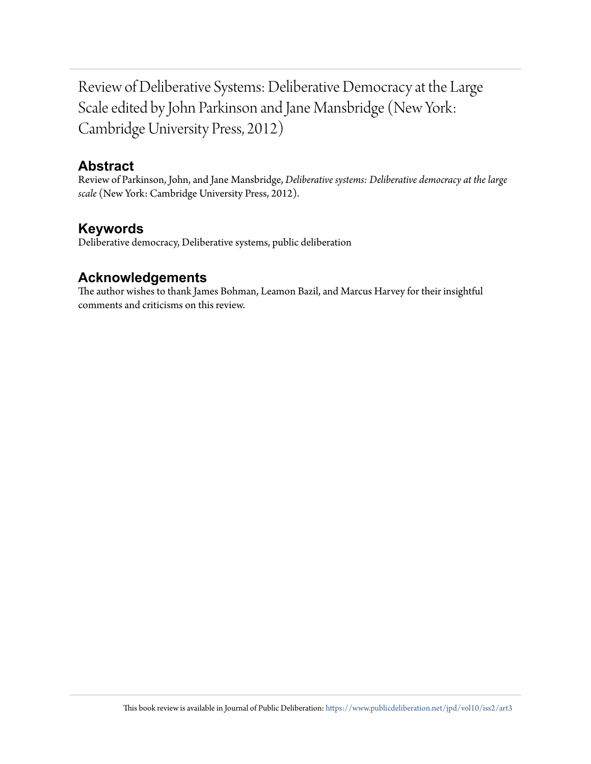# Review of Deliberative Systems: Deliberative Democracy at the Large Scale edited by John Parkinson and Jane Mansbridge (New York: Cambridge University Press, 2012)

## Abstract

Review of Parkinson, John, and Jane Mansbridge, *Deliberative systems: Deliberative democracy at the large scale* (New York: Cambridge University Press, 2012).

## Keywords

Deliberative democracy, Deliberative systems, public deliberation

## Acknowledgements

The author wishes to thank James Bohman, Leamon Bazil, and Marcus Harvey for their insightful comments and criticisms on this review.

This book review is available in Journal of Public Deliberation: https://www.publicdeliberation.net/jpd/vol10/iss2/art3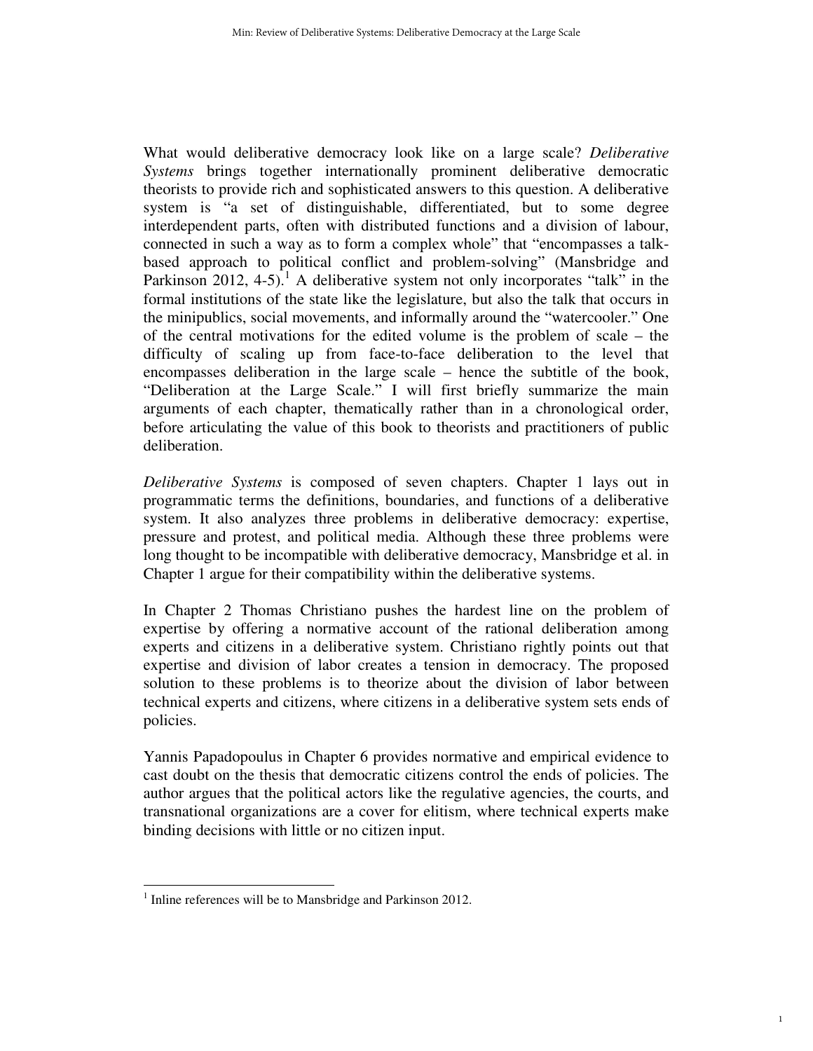What would deliberative democracy look like on a large scale? *Deliberative Systems* brings together internationally prominent deliberative democratic theorists to provide rich and sophisticated answers to this question. A deliberative system is "a set of distinguishable, differentiated, but to some degree interdependent parts, often with distributed functions and a division of labour, connected in such a way as to form a complex whole" that "encompasses a talk-based approach to political conflict and problem-solving" (Mansbridge and Parkinson 2012, 4-5).[1] A deliberative system not only incorporates "talk" in the formal institutions of the state like the legislature, but also the talk that occurs in the minipublics, social movements, and informally around the "watercooler." One of the central motivations for the edited volume is the problem of scale – the difficulty of scaling up from face-to-face deliberation to the level that encompasses deliberation in the large scale – hence the subtitle of the book, "Deliberation at the Large Scale." I will first briefly summarize the main arguments of each chapter, thematically rather than in a chronological order, before articulating the value of this book to theorists and practitioners of public deliberation.

*Deliberative Systems* is composed of seven chapters. Chapter 1 lays out in programmatic terms the definitions, boundaries, and functions of a deliberative system. It also analyzes three problems in deliberative democracy: expertise, pressure and protest, and political media. Although these three problems were long thought to be incompatible with deliberative democracy, Mansbridge et al. in Chapter 1 argue for their compatibility within the deliberative systems.

In Chapter 2 Thomas Christiano pushes the hardest line on the problem of expertise by offering a normative account of the rational deliberation among experts and citizens in a deliberative system. Christiano rightly points out that expertise and division of labor creates a tension in democracy. The proposed solution to these problems is to theorize about the division of labor between technical experts and citizens, where citizens in a deliberative system sets ends of policies.

Yannis Papadopoulus in Chapter 6 provides normative and empirical evidence to cast doubt on the thesis that democratic citizens control the ends of policies. The author argues that the political actors like the regulative agencies, the courts, and transnational organizations are a cover for elitism, where technical experts make binding decisions with little or no citizen input.

[1] Inline references will be to Mansbridge and Parkinson 2012.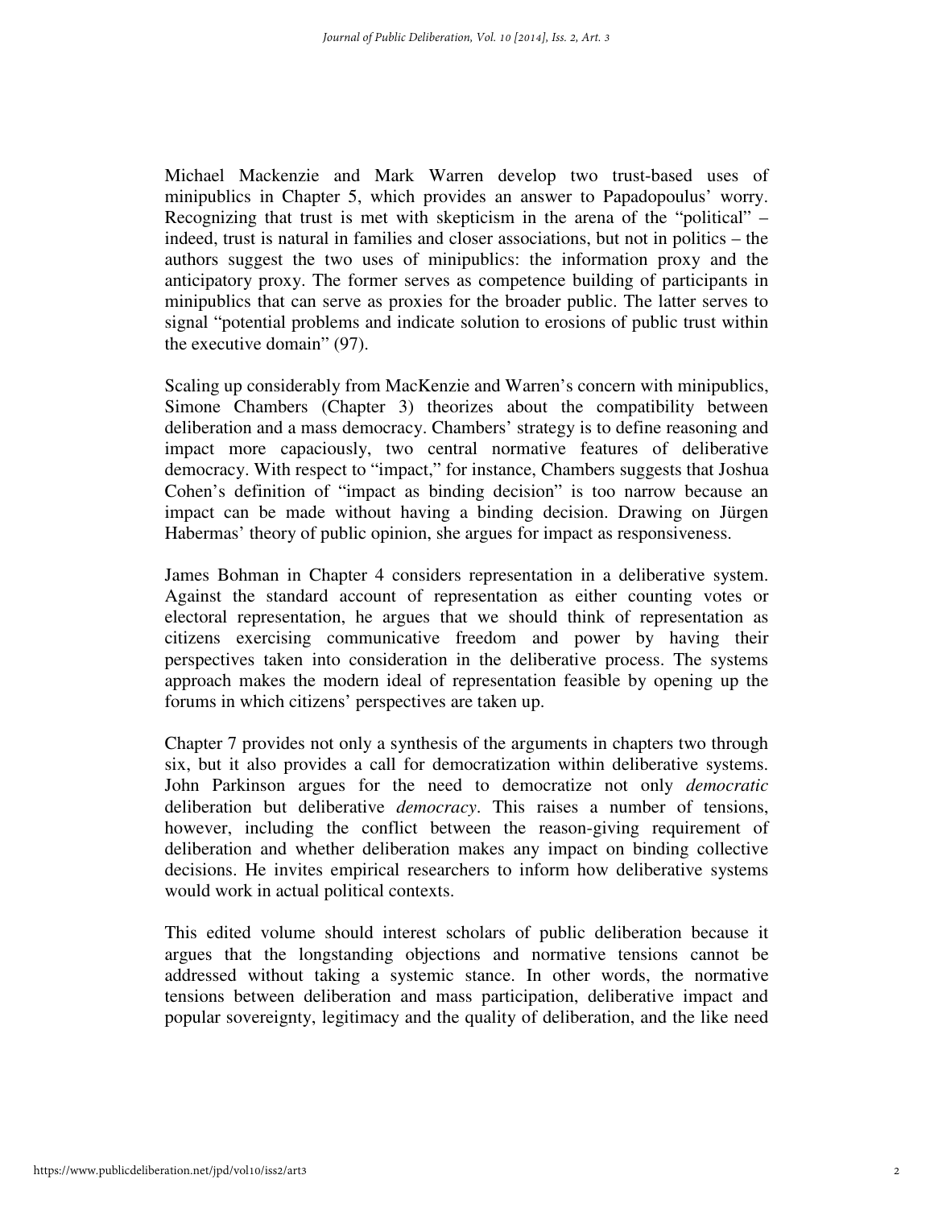Michael Mackenzie and Mark Warren develop two trust-based uses of minipublics in Chapter 5, which provides an answer to Papadopoulus' worry. Recognizing that trust is met with skepticism in the arena of the "political" – indeed, trust is natural in families and closer associations, but not in politics – the authors suggest the two uses of minipublics: the information proxy and the anticipatory proxy. The former serves as competence building of participants in minipublics that can serve as proxies for the broader public. The latter serves to signal "potential problems and indicate solution to erosions of public trust within the executive domain" (97).

Scaling up considerably from MacKenzie and Warren's concern with minipublics, Simone Chambers (Chapter 3) theorizes about the compatibility between deliberation and a mass democracy. Chambers' strategy is to define reasoning and impact more capaciously, two central normative features of deliberative democracy. With respect to "impact," for instance, Chambers suggests that Joshua Cohen's definition of "impact as binding decision" is too narrow because an impact can be made without having a binding decision. Drawing on Jürgen Habermas' theory of public opinion, she argues for impact as responsiveness.

James Bohman in Chapter 4 considers representation in a deliberative system. Against the standard account of representation as either counting votes or electoral representation, he argues that we should think of representation as citizens exercising communicative freedom and power by having their perspectives taken into consideration in the deliberative process. The systems approach makes the modern ideal of representation feasible by opening up the forums in which citizens' perspectives are taken up.

Chapter 7 provides not only a synthesis of the arguments in chapters two through six, but it also provides a call for democratization within deliberative systems. John Parkinson argues for the need to democratize not only *democratic* deliberation but deliberative *democracy*. This raises a number of tensions, however, including the conflict between the reason-giving requirement of deliberation and whether deliberation makes any impact on binding collective decisions. He invites empirical researchers to inform how deliberative systems would work in actual political contexts.

This edited volume should interest scholars of public deliberation because it argues that the longstanding objections and normative tensions cannot be addressed without taking a systemic stance. In other words, the normative tensions between deliberation and mass participation, deliberative impact and popular sovereignty, legitimacy and the quality of deliberation, and the like need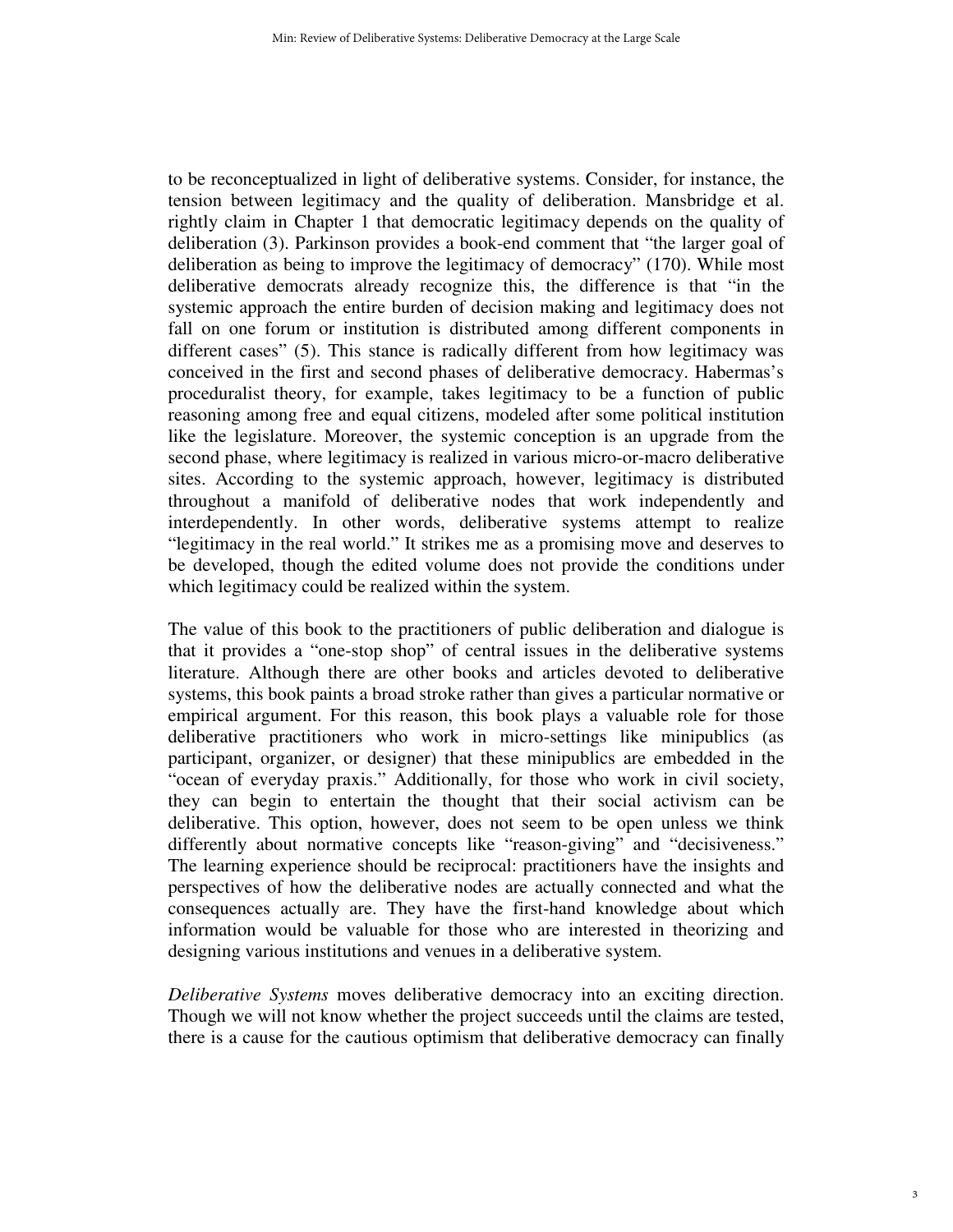to be reconceptualized in light of deliberative systems. Consider, for instance, the tension between legitimacy and the quality of deliberation. Mansbridge et al. rightly claim in Chapter 1 that democratic legitimacy depends on the quality of deliberation (3). Parkinson provides a book-end comment that "the larger goal of deliberation as being to improve the legitimacy of democracy" (170). While most deliberative democrats already recognize this, the difference is that "in the systemic approach the entire burden of decision making and legitimacy does not fall on one forum or institution is distributed among different components in different cases" (5). This stance is radically different from how legitimacy was conceived in the first and second phases of deliberative democracy. Habermas's proceduralist theory, for example, takes legitimacy to be a function of public reasoning among free and equal citizens, modeled after some political institution like the legislature. Moreover, the systemic conception is an upgrade from the second phase, where legitimacy is realized in various micro-or-macro deliberative sites. According to the systemic approach, however, legitimacy is distributed throughout a manifold of deliberative nodes that work independently and interdependently. In other words, deliberative systems attempt to realize "legitimacy in the real world." It strikes me as a promising move and deserves to be developed, though the edited volume does not provide the conditions under which legitimacy could be realized within the system.

The value of this book to the practitioners of public deliberation and dialogue is that it provides a "one-stop shop" of central issues in the deliberative systems literature. Although there are other books and articles devoted to deliberative systems, this book paints a broad stroke rather than gives a particular normative or empirical argument. For this reason, this book plays a valuable role for those deliberative practitioners who work in micro-settings like minipublics (as participant, organizer, or designer) that these minipublics are embedded in the "ocean of everyday praxis." Additionally, for those who work in civil society, they can begin to entertain the thought that their social activism can be deliberative. This option, however, does not seem to be open unless we think differently about normative concepts like "reason-giving" and "decisiveness." The learning experience should be reciprocal: practitioners have the insights and perspectives of how the deliberative nodes are actually connected and what the consequences actually are. They have the first-hand knowledge about which information would be valuable for those who are interested in theorizing and designing various institutions and venues in a deliberative system.

*Deliberative Systems* moves deliberative democracy into an exciting direction. Though we will not know whether the project succeeds until the claims are tested, there is a cause for the cautious optimism that deliberative democracy can finally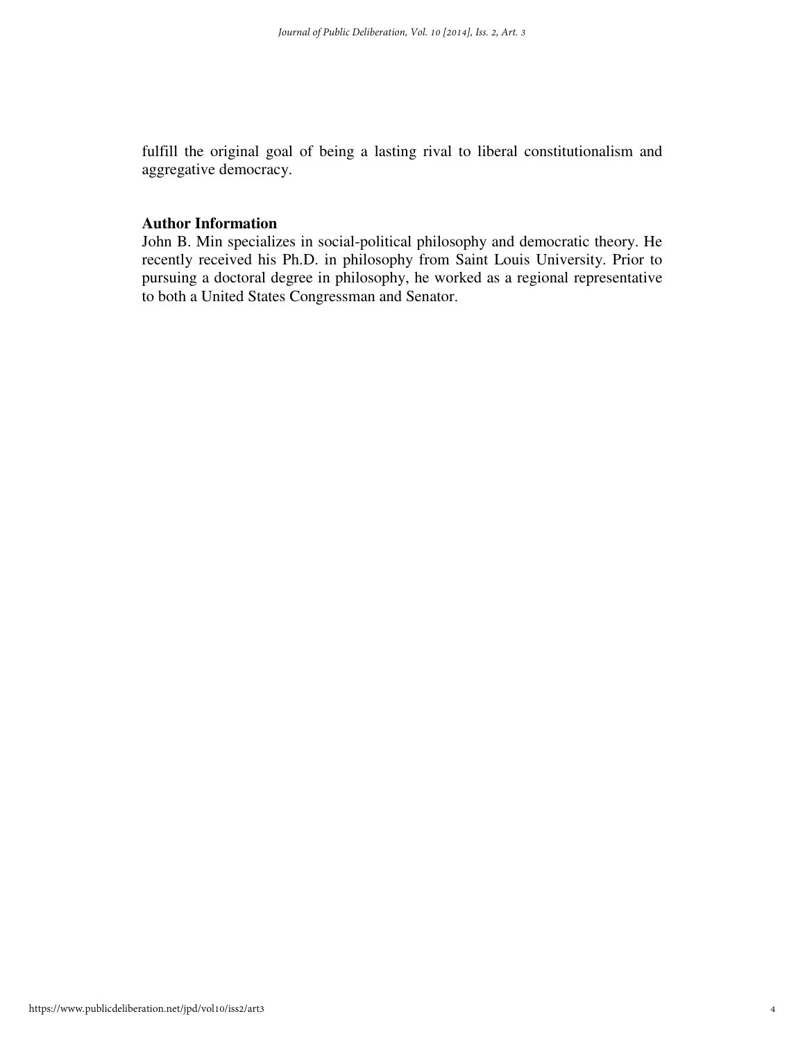fulfill the original goal of being a lasting rival to liberal constitutionalism and aggregative democracy.

## Author Information

John B. Min specializes in social-political philosophy and democratic theory. He recently received his Ph.D. in philosophy from Saint Louis University. Prior to pursuing a doctoral degree in philosophy, he worked as a regional representative to both a United States Congressman and Senator.